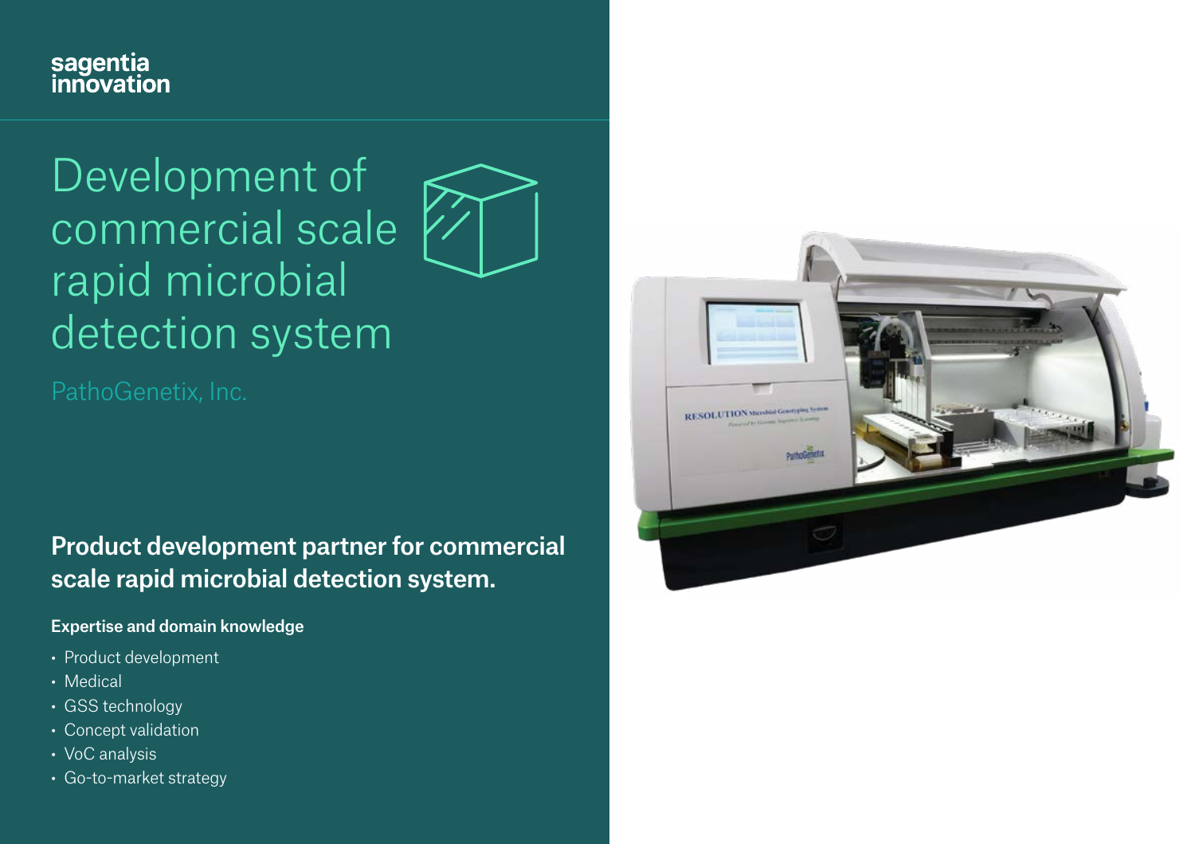sagentia innovation

# Development of commercial scale rapid microbial detection system

PathoGenetix, Inc.

## Product development partner for commercial scale rapid microbial detection system.

### Expertise and domain knowledge

- Product development
- Medical
- GSS technology
- Concept validation
- VoC analysis
- Go-to-market strategy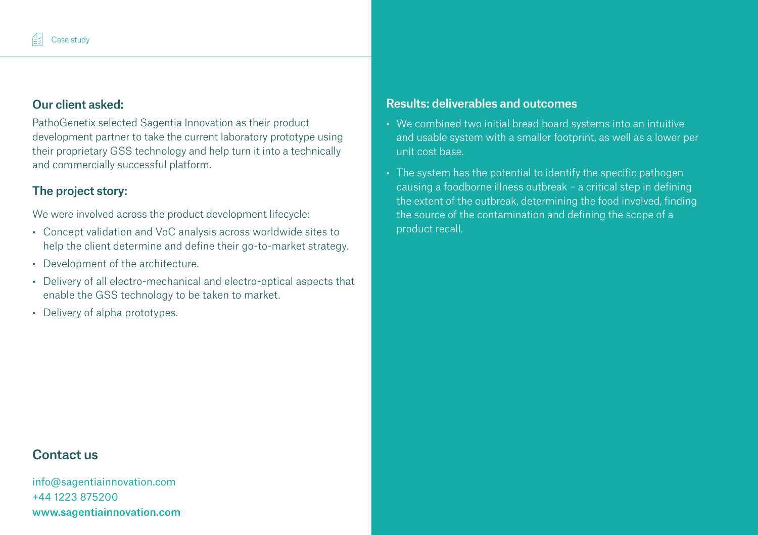## Our client asked:

PathoGenetix selected Sagentia Innovation as their product development partner to take the current laboratory prototype using their proprietary GSS technology and help turn it into a technically and commercially successful platform.

## The project story:

We were involved across the product development lifecycle:

- Concept validation and VoC analysis across worldwide sites to help the client determine and define their go-to-market strategy.
- Development of the architecture.
- Delivery of all electro-mechanical and electro-optical aspects that enable the GSS technology to be taken to market.
- Delivery of alpha prototypes.

## Results: deliverables and outcomes

- We combined two initial bread board systems into an intuitive and usable system with a smaller footprint, as well as a lower per unit cost base.
- The system has the potential to identify the specific pathogen causing a foodborne illness outbreak – a critical step in defining the extent of the outbreak, determining the food involved, finding the source of the contamination and defining the scope of a product recall.

## Contact us

info@sagentiainnovation.com
+44 1223 875200
**www.sagentiainnovation.com**